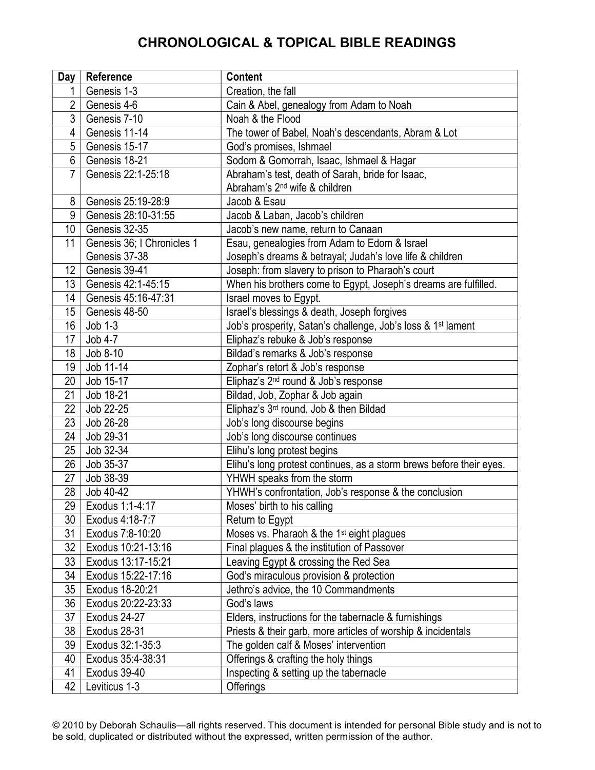# CHRONOLOGICAL & TOPICAL BIBLE READINGS

| Day | Reference | Content |
|---|---|---|
| 1 | Genesis 1-3 | Creation, the fall |
| 2 | Genesis 4-6 | Cain & Abel, genealogy from Adam to Noah |
| 3 | Genesis 7-10 | Noah & the Flood |
| 4 | Genesis 11-14 | The tower of Babel, Noah's descendants, Abram & Lot |
| 5 | Genesis 15-17 | God's promises, Ishmael |
| 6 | Genesis 18-21 | Sodom & Gomorrah, Isaac, Ishmael & Hagar |
| 7 | Genesis 22:1-25:18 | Abraham's test, death of Sarah, bride for Isaac, Abraham's 2nd wife & children |
| 8 | Genesis 25:19-28:9 | Jacob & Esau |
| 9 | Genesis 28:10-31:55 | Jacob & Laban, Jacob's children |
| 10 | Genesis 32-35 | Jacob's new name, return to Canaan |
| 11 | Genesis 36; I Chronicles 1 Genesis 37-38 | Esau, genealogies from Adam to Edom & Israel Joseph's dreams & betrayal; Judah's love life & children |
| 12 | Genesis 39-41 | Joseph: from slavery to prison to Pharaoh's court |
| 13 | Genesis 42:1-45:15 | When his brothers come to Egypt, Joseph's dreams are fulfilled. |
| 14 | Genesis 45:16-47:31 | Israel moves to Egypt. |
| 15 | Genesis 48-50 | Israel's blessings & death, Joseph forgives |
| 16 | Job 1-3 | Job's prosperity, Satan's challenge, Job's loss & 1st lament |
| 17 | Job 4-7 | Eliphaz's rebuke & Job's response |
| 18 | Job 8-10 | Bildad's remarks & Job's response |
| 19 | Job 11-14 | Zophar's retort & Job's response |
| 20 | Job 15-17 | Eliphaz's 2nd round & Job's response |
| 21 | Job 18-21 | Bildad, Job, Zophar & Job again |
| 22 | Job 22-25 | Eliphaz's 3rd round, Job & then Bildad |
| 23 | Job 26-28 | Job's long discourse begins |
| 24 | Job 29-31 | Job's long discourse continues |
| 25 | Job 32-34 | Elihu's long protest begins |
| 26 | Job 35-37 | Elihu's long protest continues, as a storm brews before their eyes. |
| 27 | Job 38-39 | YHWH speaks from the storm |
| 28 | Job 40-42 | YHWH's confrontation, Job's response & the conclusion |
| 29 | Exodus 1:1-4:17 | Moses' birth to his calling |
| 30 | Exodus 4:18-7:7 | Return to Egypt |
| 31 | Exodus 7:8-10:20 | Moses vs. Pharaoh & the 1st eight plagues |
| 32 | Exodus 10:21-13:16 | Final plagues & the institution of Passover |
| 33 | Exodus 13:17-15:21 | Leaving Egypt & crossing the Red Sea |
| 34 | Exodus 15:22-17:16 | God's miraculous provision & protection |
| 35 | Exodus 18-20:21 | Jethro's advice, the 10 Commandments |
| 36 | Exodus 20:22-23:33 | God's laws |
| 37 | Exodus 24-27 | Elders, instructions for the tabernacle & furnishings |
| 38 | Exodus 28-31 | Priests & their garb, more articles of worship & incidentals |
| 39 | Exodus 32:1-35:3 | The golden calf & Moses' intervention |
| 40 | Exodus 35:4-38:31 | Offerings & crafting the holy things |
| 41 | Exodus 39-40 | Inspecting & setting up the tabernacle |
| 42 | Leviticus 1-3 | Offerings |

© 2010 by Deborah Schaulis—all rights reserved. This document is intended for personal Bible study and is not to be sold, duplicated or distributed without the expressed, written permission of the author.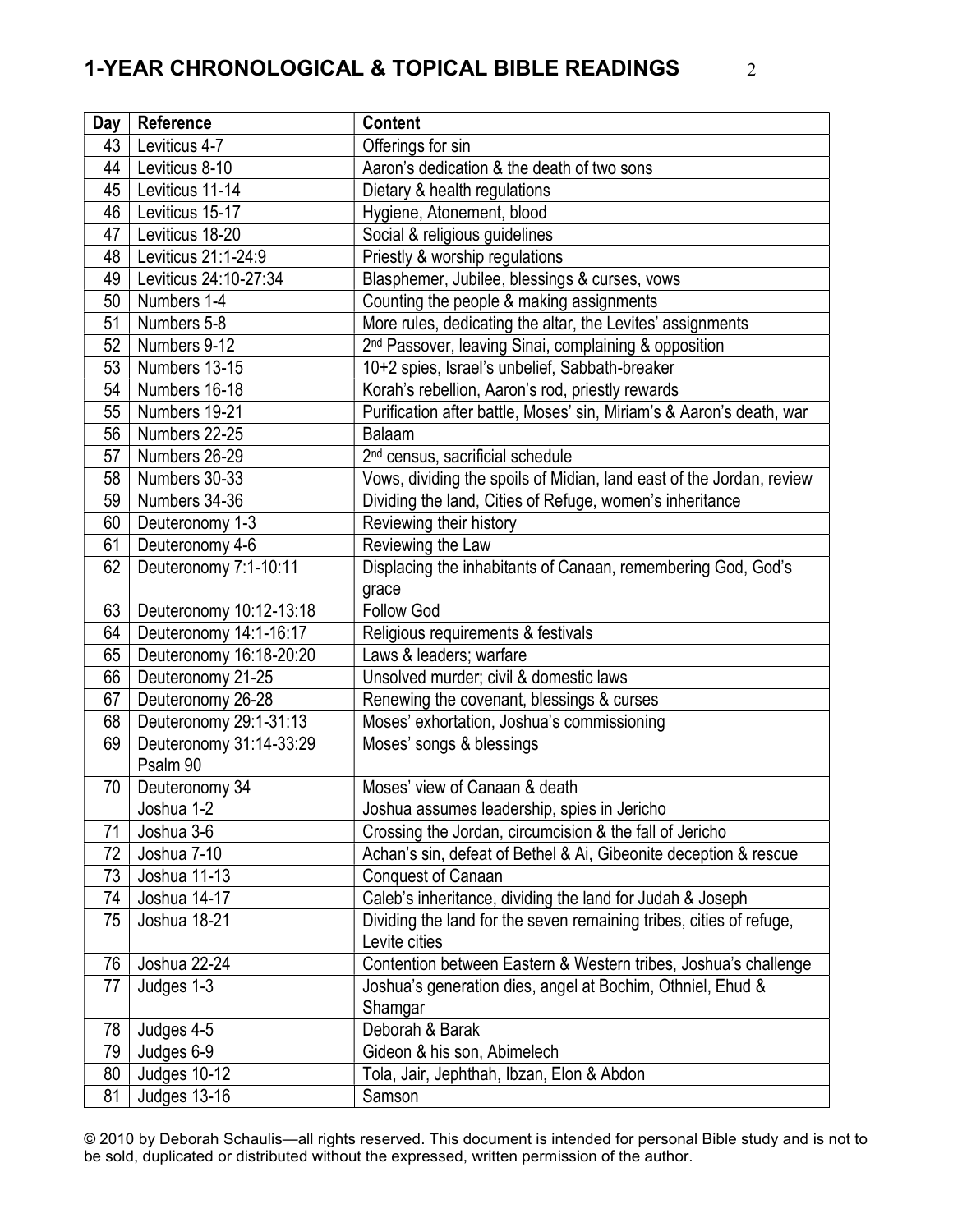# 1-YEAR CHRONOLOGICAL & TOPICAL BIBLE READINGS

| Day | Reference | Content |
|---|---|---|
| 43 | Leviticus 4-7 | Offerings for sin |
| 44 | Leviticus 8-10 | Aaron's dedication & the death of two sons |
| 45 | Leviticus 11-14 | Dietary & health regulations |
| 46 | Leviticus 15-17 | Hygiene, Atonement, blood |
| 47 | Leviticus 18-20 | Social & religious guidelines |
| 48 | Leviticus 21:1-24:9 | Priestly & worship regulations |
| 49 | Leviticus 24:10-27:34 | Blasphemer, Jubilee, blessings & curses, vows |
| 50 | Numbers 1-4 | Counting the people & making assignments |
| 51 | Numbers 5-8 | More rules, dedicating the altar, the Levites' assignments |
| 52 | Numbers 9-12 | 2nd Passover, leaving Sinai, complaining & opposition |
| 53 | Numbers 13-15 | 10+2 spies, Israel's unbelief, Sabbath-breaker |
| 54 | Numbers 16-18 | Korah's rebellion, Aaron's rod, priestly rewards |
| 55 | Numbers 19-21 | Purification after battle, Moses' sin, Miriam's & Aaron's death, war |
| 56 | Numbers 22-25 | Balaam |
| 57 | Numbers 26-29 | 2nd census, sacrificial schedule |
| 58 | Numbers 30-33 | Vows, dividing the spoils of Midian, land east of the Jordan, review |
| 59 | Numbers 34-36 | Dividing the land, Cities of Refuge, women's inheritance |
| 60 | Deuteronomy 1-3 | Reviewing their history |
| 61 | Deuteronomy 4-6 | Reviewing the Law |
| 62 | Deuteronomy 7:1-10:11 | Displacing the inhabitants of Canaan, remembering God, God's grace |
| 63 | Deuteronomy 10:12-13:18 | Follow God |
| 64 | Deuteronomy 14:1-16:17 | Religious requirements & festivals |
| 65 | Deuteronomy 16:18-20:20 | Laws & leaders; warfare |
| 66 | Deuteronomy 21-25 | Unsolved murder; civil & domestic laws |
| 67 | Deuteronomy 26-28 | Renewing the covenant, blessings & curses |
| 68 | Deuteronomy 29:1-31:13 | Moses' exhortation, Joshua's commissioning |
| 69 | Deuteronomy 31:14-33:29<br>Psalm 90 | Moses' songs & blessings |
| 70 | Deuteronomy 34<br>Joshua 1-2 | Moses' view of Canaan & death<br>Joshua assumes leadership, spies in Jericho |
| 71 | Joshua 3-6 | Crossing the Jordan, circumcision & the fall of Jericho |
| 72 | Joshua 7-10 | Achan's sin, defeat of Bethel & Ai, Gibeonite deception & rescue |
| 73 | Joshua 11-13 | Conquest of Canaan |
| 74 | Joshua 14-17 | Caleb's inheritance, dividing the land for Judah & Joseph |
| 75 | Joshua 18-21 | Dividing the land for the seven remaining tribes, cities of refuge, Levite cities |
| 76 | Joshua 22-24 | Contention between Eastern & Western tribes, Joshua's challenge |
| 77 | Judges 1-3 | Joshua's generation dies, angel at Bochim, Othniel, Ehud & Shamgar |
| 78 | Judges 4-5 | Deborah & Barak |
| 79 | Judges 6-9 | Gideon & his son, Abimelech |
| 80 | Judges 10-12 | Tola, Jair, Jephthah, Ibzan, Elon & Abdon |
| 81 | Judges 13-16 | Samson |

© 2010 by Deborah Schaulis—all rights reserved. This document is intended for personal Bible study and is not to be sold, duplicated or distributed without the expressed, written permission of the author.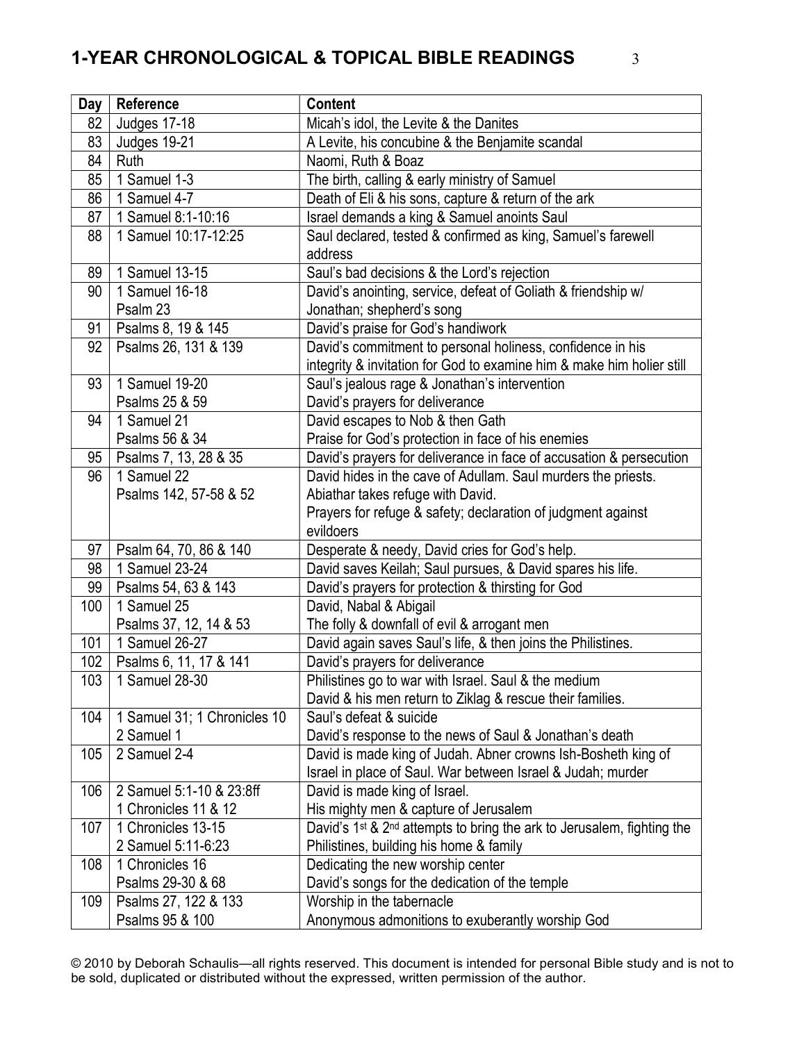# 1-YEAR CHRONOLOGICAL & TOPICAL BIBLE READINGS

| Day | Reference | Content |
|---|---|---|
| 82 | Judges 17-18 | Micah's idol, the Levite & the Danites |
| 83 | Judges 19-21 | A Levite, his concubine & the Benjamite scandal |
| 84 | Ruth | Naomi, Ruth & Boaz |
| 85 | 1 Samuel 1-3 | The birth, calling & early ministry of Samuel |
| 86 | 1 Samuel 4-7 | Death of Eli & his sons, capture & return of the ark |
| 87 | 1 Samuel 8:1-10:16 | Israel demands a king & Samuel anoints Saul |
| 88 | 1 Samuel 10:17-12:25 | Saul declared, tested & confirmed as king, Samuel's farewell address |
| 89 | 1 Samuel 13-15 | Saul's bad decisions & the Lord's rejection |
| 90 | 1 Samuel 16-18<br>Psalm 23 | David's anointing, service, defeat of Goliath & friendship w/ Jonathan; shepherd's song |
| 91 | Psalms 8, 19 & 145 | David's praise for God's handiwork |
| 92 | Psalms 26, 131 & 139 | David's commitment to personal holiness, confidence in his integrity & invitation for God to examine him & make him holier still |
| 93 | 1 Samuel 19-20<br>Psalms 25 & 59 | Saul's jealous rage & Jonathan's intervention<br>David's prayers for deliverance |
| 94 | 1 Samuel 21<br>Psalms 56 & 34 | David escapes to Nob & then Gath<br>Praise for God's protection in face of his enemies |
| 95 | Psalms 7, 13, 28 & 35 | David's prayers for deliverance in face of accusation & persecution |
| 96 | 1 Samuel 22<br>Psalms 142, 57-58 & 52 | David hides in the cave of Adullam. Saul murders the priests. Abiathar takes refuge with David.<br>Prayers for refuge & safety; declaration of judgment against evildoers |
| 97 | Psalm 64, 70, 86 & 140 | Desperate & needy, David cries for God's help. |
| 98 | 1 Samuel 23-24 | David saves Keilah; Saul pursues, & David spares his life. |
| 99 | Psalms 54, 63 & 143 | David's prayers for protection & thirsting for God |
| 100 | 1 Samuel 25<br>Psalms 37, 12, 14 & 53 | David, Nabal & Abigail<br>The folly & downfall of evil & arrogant men |
| 101 | 1 Samuel 26-27 | David again saves Saul's life, & then joins the Philistines. |
| 102 | Psalms 6, 11, 17 & 141 | David's prayers for deliverance |
| 103 | 1 Samuel 28-30 | Philistines go to war with Israel. Saul & the medium<br>David & his men return to Ziklag & rescue their families. |
| 104 | 1 Samuel 31; 1 Chronicles 10<br>2 Samuel 1 | Saul's defeat & suicide<br>David's response to the news of Saul & Jonathan's death |
| 105 | 2 Samuel 2-4 | David is made king of Judah. Abner crowns Ish-Bosheth king of Israel in place of Saul. War between Israel & Judah; murder |
| 106 | 2 Samuel 5:1-10 & 23:8ff<br>1 Chronicles 11 & 12 | David is made king of Israel.<br>His mighty men & capture of Jerusalem |
| 107 | 1 Chronicles 13-15<br>2 Samuel 5:11-6:23 | David's 1st & 2nd attempts to bring the ark to Jerusalem, fighting the Philistines, building his home & family |
| 108 | 1 Chronicles 16<br>Psalms 29-30 & 68 | Dedicating the new worship center<br>David's songs for the dedication of the temple |
| 109 | Psalms 27, 122 & 133<br>Psalms 95 & 100 | Worship in the tabernacle<br>Anonymous admonitions to exuberantly worship God |

© 2010 by Deborah Schaulis—all rights reserved. This document is intended for personal Bible study and is not to be sold, duplicated or distributed without the expressed, written permission of the author.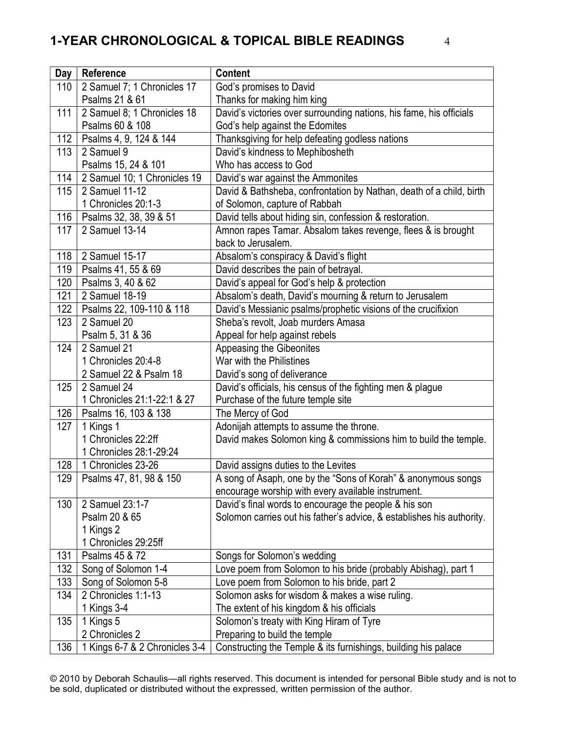# 1-YEAR CHRONOLOGICAL & TOPICAL BIBLE READINGS

| Day | Reference | Content |
|---|---|---|
| 110 | 2 Samuel 7; 1 Chronicles 17<br>Psalms 21 & 61 | God's promises to David<br>Thanks for making him king |
| 111 | 2 Samuel 8; 1 Chronicles 18<br>Psalms 60 & 108 | David's victories over surrounding nations, his fame, his officials<br>God's help against the Edomites |
| 112 | Psalms 4, 9, 124 & 144 | Thanksgiving for help defeating godless nations |
| 113 | 2 Samuel 9<br>Psalms 15, 24 & 101 | David's kindness to Mephibosheth<br>Who has access to God |
| 114 | 2 Samuel 10; 1 Chronicles 19 | David's war against the Ammonites |
| 115 | 2 Samuel 11-12<br>1 Chronicles 20:1-3 | David & Bathsheba, confrontation by Nathan, death of a child, birth of Solomon, capture of Rabbah |
| 116 | Psalms 32, 38, 39 & 51 | David tells about hiding sin, confession & restoration. |
| 117 | 2 Samuel 13-14 | Amnon rapes Tamar. Absalom takes revenge, flees & is brought back to Jerusalem. |
| 118 | 2 Samuel 15-17 | Absalom's conspiracy & David's flight |
| 119 | Psalms 41, 55 & 69 | David describes the pain of betrayal. |
| 120 | Psalms 3, 40 & 62 | David's appeal for God's help & protection |
| 121 | 2 Samuel 18-19 | Absalom's death, David's mourning & return to Jerusalem |
| 122 | Psalms 22, 109-110 & 118 | David's Messianic psalms/prophetic visions of the crucifixion |
| 123 | 2 Samuel 20<br>Psalm 5, 31 & 36 | Sheba's revolt, Joab murders Amasa<br>Appeal for help against rebels |
| 124 | 2 Samuel 21<br>1 Chronicles 20:4-8<br>2 Samuel 22 & Psalm 18 | Appeasing the Gibeonites<br>War with the Philistines<br>David's song of deliverance |
| 125 | 2 Samuel 24<br>1 Chronicles 21:1-22:1 & 27 | David's officials, his census of the fighting men & plague<br>Purchase of the future temple site |
| 126 | Psalms 16, 103 & 138 | The Mercy of God |
| 127 | 1 Kings 1<br>1 Chronicles 22:2ff<br>1 Chronicles 28:1-29:24 | Adonijah attempts to assume the throne.<br>David makes Solomon king & commissions him to build the temple. |
| 128 | 1 Chronicles 23-26 | David assigns duties to the Levites |
| 129 | Psalms 47, 81, 98 & 150 | A song of Asaph, one by the "Sons of Korah" & anonymous songs encourage worship with every available instrument. |
| 130 | 2 Samuel 23:1-7<br>Psalm 20 & 65<br>1 Kings 2<br>1 Chronicles 29:25ff | David's final words to encourage the people & his son<br>Solomon carries out his father's advice, & establishes his authority. |
| 131 | Psalms 45 & 72 | Songs for Solomon's wedding |
| 132 | Song of Solomon 1-4 | Love poem from Solomon to his bride (probably Abishag), part 1 |
| 133 | Song of Solomon 5-8 | Love poem from Solomon to his bride, part 2 |
| 134 | 2 Chronicles 1:1-13<br>1 Kings 3-4 | Solomon asks for wisdom & makes a wise ruling.<br>The extent of his kingdom & his officials |
| 135 | 1 Kings 5<br>2 Chronicles 2 | Solomon's treaty with King Hiram of Tyre<br>Preparing to build the temple |
| 136 | 1 Kings 6-7 & 2 Chronicles 3-4 | Constructing the Temple & its furnishings, building his palace |

© 2010 by Deborah Schaulis—all rights reserved. This document is intended for personal Bible study and is not to be sold, duplicated or distributed without the expressed, written permission of the author.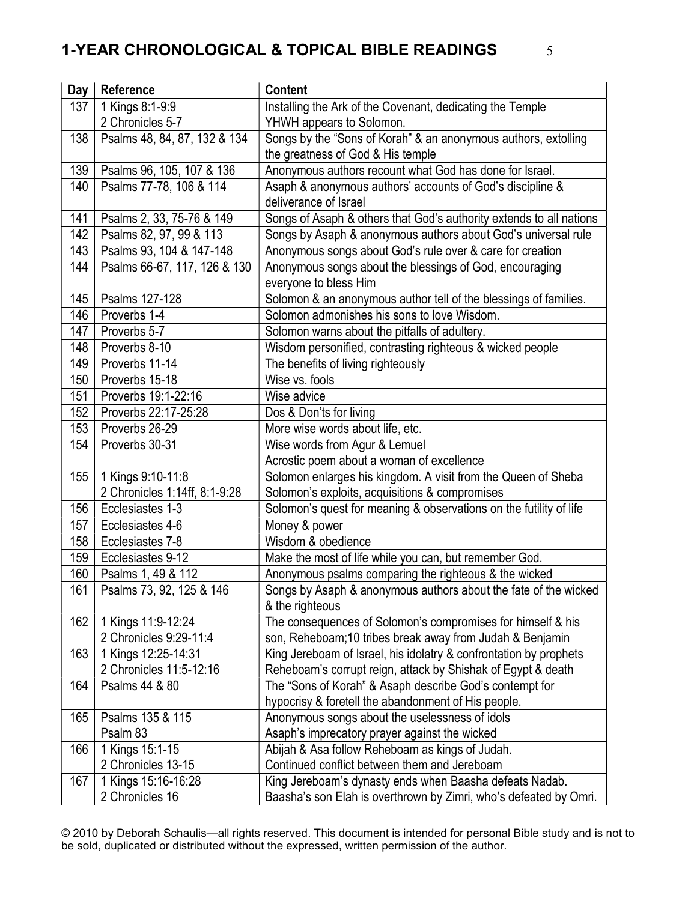# 1-YEAR CHRONOLOGICAL & TOPICAL BIBLE READINGS

| Day | Reference | Content |
|---|---|---|
| 137 | 1 Kings 8:1-9:9<br>2 Chronicles 5-7 | Installing the Ark of the Covenant, dedicating the Temple<br>YHWH appears to Solomon. |
| 138 | Psalms 48, 84, 87, 132 & 134 | Songs by the "Sons of Korah" & an anonymous authors, extolling the greatness of God & His temple |
| 139 | Psalms 96, 105, 107 & 136 | Anonymous authors recount what God has done for Israel. |
| 140 | Psalms 77-78, 106 & 114 | Asaph & anonymous authors' accounts of God's discipline & deliverance of Israel |
| 141 | Psalms 2, 33, 75-76 & 149 | Songs of Asaph & others that God's authority extends to all nations |
| 142 | Psalms 82, 97, 99 & 113 | Songs by Asaph & anonymous authors about God's universal rule |
| 143 | Psalms 93, 104 & 147-148 | Anonymous songs about God's rule over & care for creation |
| 144 | Psalms 66-67, 117, 126 & 130 | Anonymous songs about the blessings of God, encouraging everyone to bless Him |
| 145 | Psalms 127-128 | Solomon & an anonymous author tell of the blessings of families. |
| 146 | Proverbs 1-4 | Solomon admonishes his sons to love Wisdom. |
| 147 | Proverbs 5-7 | Solomon warns about the pitfalls of adultery. |
| 148 | Proverbs 8-10 | Wisdom personified, contrasting righteous & wicked people |
| 149 | Proverbs 11-14 | The benefits of living righteously |
| 150 | Proverbs 15-18 | Wise vs. fools |
| 151 | Proverbs 19:1-22:16 | Wise advice |
| 152 | Proverbs 22:17-25:28 | Dos & Don'ts for living |
| 153 | Proverbs 26-29 | More wise words about life, etc. |
| 154 | Proverbs 30-31 | Wise words from Agur & Lemuel<br>Acrostic poem about a woman of excellence |
| 155 | 1 Kings 9:10-11:8<br>2 Chronicles 1:14ff, 8:1-9:28 | Solomon enlarges his kingdom. A visit from the Queen of Sheba<br>Solomon's exploits, acquisitions & compromises |
| 156 | Ecclesiastes 1-3 | Solomon's quest for meaning & observations on the futility of life |
| 157 | Ecclesiastes 4-6 | Money & power |
| 158 | Ecclesiastes 7-8 | Wisdom & obedience |
| 159 | Ecclesiastes 9-12 | Make the most of life while you can, but remember God. |
| 160 | Psalms 1, 49 & 112 | Anonymous psalms comparing the righteous & the wicked |
| 161 | Psalms 73, 92, 125 & 146 | Songs by Asaph & anonymous authors about the fate of the wicked & the righteous |
| 162 | 1 Kings 11:9-12:24<br>2 Chronicles 9:29-11:4 | The consequences of Solomon's compromises for himself & his son, Reheboam;10 tribes break away from Judah & Benjamin |
| 163 | 1 Kings 12:25-14:31<br>2 Chronicles 11:5-12:16 | King Jereboam of Israel, his idolatry & confrontation by prophets<br>Reheboam's corrupt reign, attack by Shishak of Egypt & death |
| 164 | Psalms 44 & 80 | The "Sons of Korah" & Asaph describe God's contempt for hypocrisy & foretell the abandonment of His people. |
| 165 | Psalms 135 & 115<br>Psalm 83 | Anonymous songs about the uselessness of idols<br>Asaph's imprecatory prayer against the wicked |
| 166 | 1 Kings 15:1-15<br>2 Chronicles 13-15 | Abijah & Asa follow Reheboam as kings of Judah.<br>Continued conflict between them and Jereboam |
| 167 | 1 Kings 15:16-16:28<br>2 Chronicles 16 | King Jereboam's dynasty ends when Baasha defeats Nadab.<br>Baasha's son Elah is overthrown by Zimri, who's defeated by Omri. |

© 2010 by Deborah Schaulis—all rights reserved. This document is intended for personal Bible study and is not to be sold, duplicated or distributed without the expressed, written permission of the author.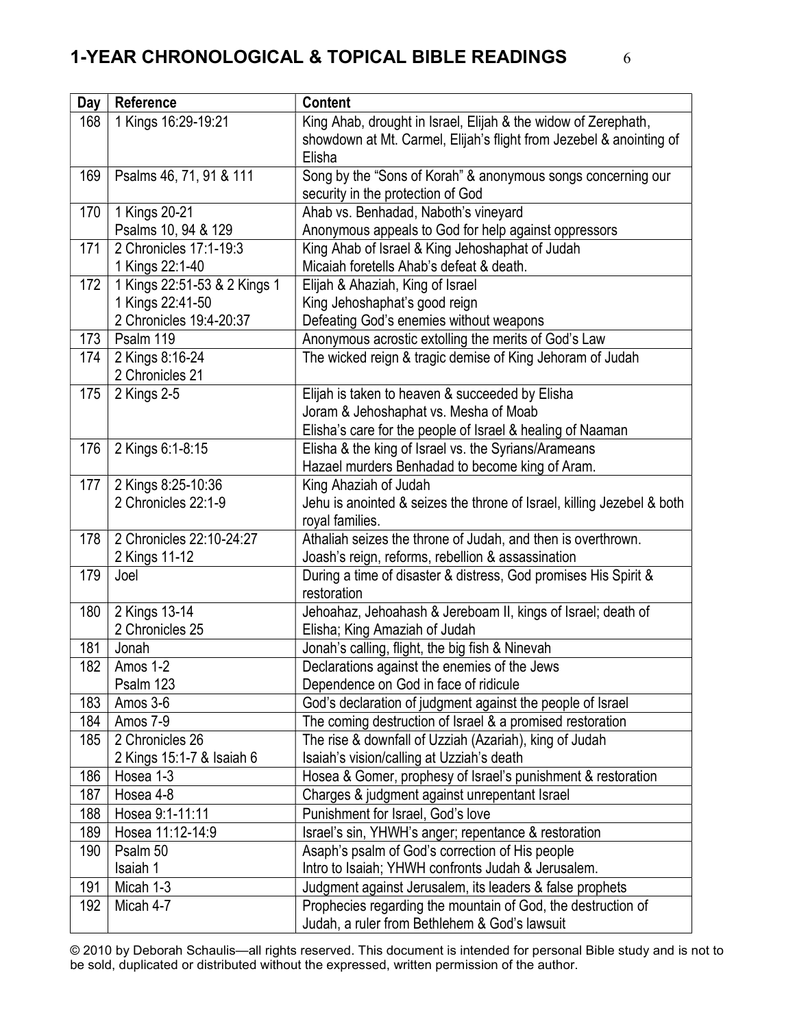## 1-YEAR CHRONOLOGICAL & TOPICAL BIBLE READINGS

| Day | Reference | Content |
|---|---|---|
| 168 | 1 Kings 16:29-19:21 | King Ahab, drought in Israel, Elijah & the widow of Zerephath, showdown at Mt. Carmel, Elijah's flight from Jezebel & anointing of Elisha |
| 169 | Psalms 46, 71, 91 & 111 | Song by the "Sons of Korah" & anonymous songs concerning our security in the protection of God |
| 170 | 1 Kings 20-21<br>Psalms 10, 94 & 129 | Ahab vs. Benhadad, Naboth's vineyard<br>Anonymous appeals to God for help against oppressors |
| 171 | 2 Chronicles 17:1-19:3<br>1 Kings 22:1-40 | King Ahab of Israel & King Jehoshaphat of Judah<br>Micaiah foretells Ahab's defeat & death. |
| 172 | 1 Kings 22:51-53 & 2 Kings 1<br>1 Kings 22:41-50<br>2 Chronicles 19:4-20:37 | Elijah & Ahaziah, King of Israel<br>King Jehoshaphat's good reign<br>Defeating God's enemies without weapons |
| 173 | Psalm 119 | Anonymous acrostic extolling the merits of God's Law |
| 174 | 2 Kings 8:16-24<br>2 Chronicles 21 | The wicked reign & tragic demise of King Jehoram of Judah |
| 175 | 2 Kings 2-5 | Elijah is taken to heaven & succeeded by Elisha<br>Joram & Jehoshaphat vs. Mesha of Moab<br>Elisha's care for the people of Israel & healing of Naaman |
| 176 | 2 Kings 6:1-8:15 | Elisha & the king of Israel vs. the Syrians/Arameans<br>Hazael murders Benhadad to become king of Aram. |
| 177 | 2 Kings 8:25-10:36<br>2 Chronicles 22:1-9 | King Ahaziah of Judah<br>Jehu is anointed & seizes the throne of Israel, killing Jezebel & both royal families. |
| 178 | 2 Chronicles 22:10-24:27<br>2 Kings 11-12 | Athaliah seizes the throne of Judah, and then is overthrown.<br>Joash's reign, reforms, rebellion & assassination |
| 179 | Joel | During a time of disaster & distress, God promises His Spirit & restoration |
| 180 | 2 Kings 13-14<br>2 Chronicles 25 | Jehoahaz, Jehoahash & Jereboam II, kings of Israel; death of Elisha; King Amaziah of Judah |
| 181 | Jonah | Jonah's calling, flight, the big fish & Ninevah |
| 182 | Amos 1-2<br>Psalm 123 | Declarations against the enemies of the Jews<br>Dependence on God in face of ridicule |
| 183 | Amos 3-6 | God's declaration of judgment against the people of Israel |
| 184 | Amos 7-9 | The coming destruction of Israel & a promised restoration |
| 185 | 2 Chronicles 26<br>2 Kings 15:1-7 & Isaiah 6 | The rise & downfall of Uzziah (Azariah), king of Judah<br>Isaiah's vision/calling at Uzziah's death |
| 186 | Hosea 1-3 | Hosea & Gomer, prophesy of Israel's punishment & restoration |
| 187 | Hosea 4-8 | Charges & judgment against unrepentant Israel |
| 188 | Hosea 9:1-11:11 | Punishment for Israel, God's love |
| 189 | Hosea 11:12-14:9 | Israel's sin, YHWH's anger; repentance & restoration |
| 190 | Psalm 50<br>Isaiah 1 | Asaph's psalm of God's correction of His people<br>Intro to Isaiah; YHWH confronts Judah & Jerusalem. |
| 191 | Micah 1-3 | Judgment against Jerusalem, its leaders & false prophets |
| 192 | Micah 4-7 | Prophecies regarding the mountain of God, the destruction of Judah, a ruler from Bethlehem & God's lawsuit |

© 2010 by Deborah Schaulis—all rights reserved. This document is intended for personal Bible study and is not to be sold, duplicated or distributed without the expressed, written permission of the author.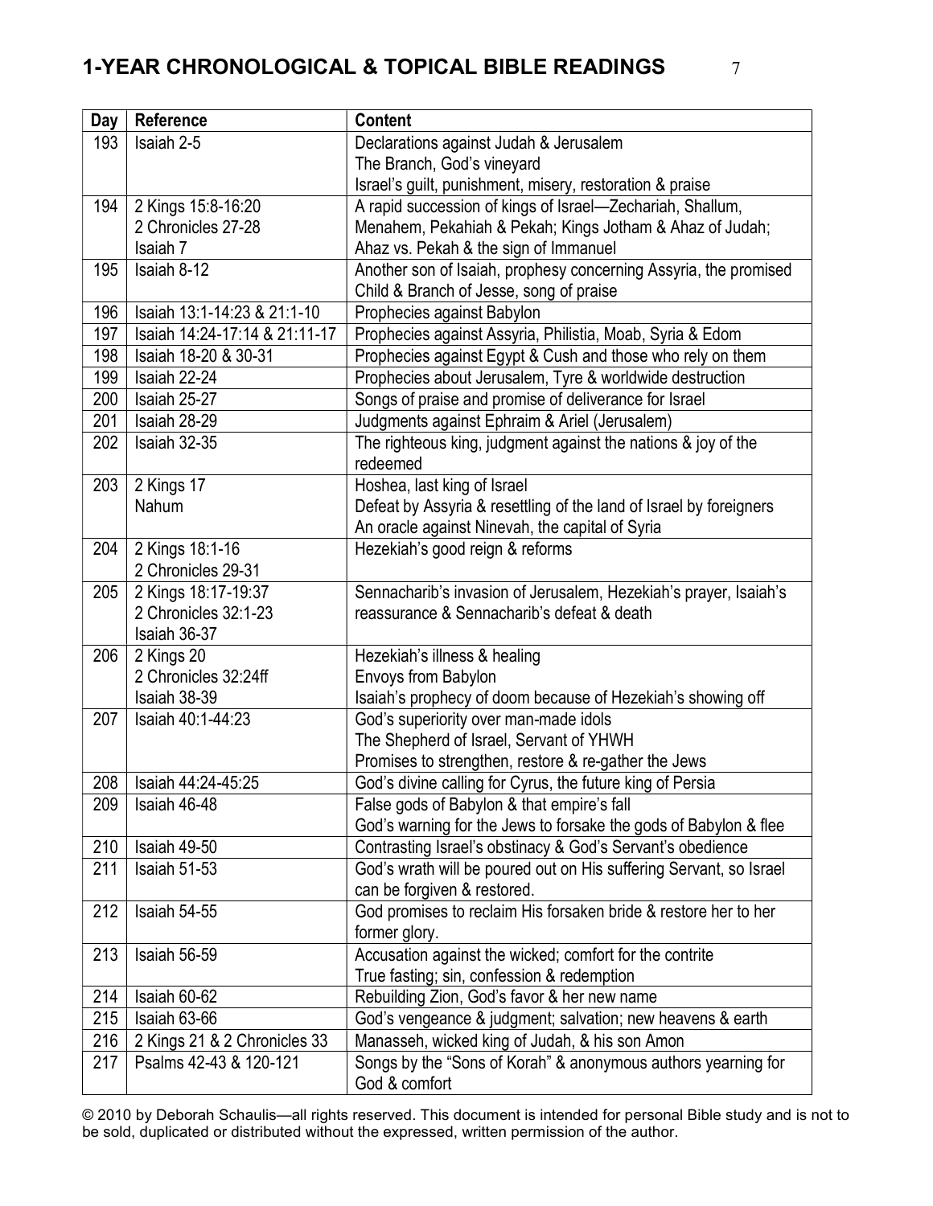## 1-YEAR CHRONOLOGICAL & TOPICAL BIBLE READINGS

| Day | Reference | Content |
|---|---|---|
| 193 | Isaiah 2-5 | Declarations against Judah & Jerusalem<br>The Branch, God's vineyard<br>Israel's guilt, punishment, misery, restoration & praise |
| 194 | 2 Kings 15:8-16:20<br>2 Chronicles 27-28<br>Isaiah 7 | A rapid succession of kings of Israel—Zechariah, Shallum, Menahem, Pekahiah & Pekah; Kings Jotham & Ahaz of Judah; Ahaz vs. Pekah & the sign of Immanuel |
| 195 | Isaiah 8-12 | Another son of Isaiah, prophesy concerning Assyria, the promised Child & Branch of Jesse, song of praise |
| 196 | Isaiah 13:1-14:23 & 21:1-10 | Prophecies against Babylon |
| 197 | Isaiah 14:24-17:14 & 21:11-17 | Prophecies against Assyria, Philistia, Moab, Syria & Edom |
| 198 | Isaiah 18-20 & 30-31 | Prophecies against Egypt & Cush and those who rely on them |
| 199 | Isaiah 22-24 | Prophecies about Jerusalem, Tyre & worldwide destruction |
| 200 | Isaiah 25-27 | Songs of praise and promise of deliverance for Israel |
| 201 | Isaiah 28-29 | Judgments against Ephraim & Ariel (Jerusalem) |
| 202 | Isaiah 32-35 | The righteous king, judgment against the nations & joy of the redeemed |
| 203 | 2 Kings 17<br>Nahum | Hoshea, last king of Israel<br>Defeat by Assyria & resettling of the land of Israel by foreigners<br>An oracle against Ninevah, the capital of Syria |
| 204 | 2 Kings 18:1-16<br>2 Chronicles 29-31 | Hezekiah's good reign & reforms |
| 205 | 2 Kings 18:17-19:37<br>2 Chronicles 32:1-23<br>Isaiah 36-37 | Sennacharib's invasion of Jerusalem, Hezekiah's prayer, Isaiah's reassurance & Sennacharib's defeat & death |
| 206 | 2 Kings 20<br>2 Chronicles 32:24ff<br>Isaiah 38-39 | Hezekiah's illness & healing<br>Envoys from Babylon<br>Isaiah's prophecy of doom because of Hezekiah's showing off |
| 207 | Isaiah 40:1-44:23 | God's superiority over man-made idols<br>The Shepherd of Israel, Servant of YHWH<br>Promises to strengthen, restore & re-gather the Jews |
| 208 | Isaiah 44:24-45:25 | God's divine calling for Cyrus, the future king of Persia |
| 209 | Isaiah 46-48 | False gods of Babylon & that empire's fall<br>God's warning for the Jews to forsake the gods of Babylon & flee |
| 210 | Isaiah 49-50 | Contrasting Israel's obstinacy & God's Servant's obedience |
| 211 | Isaiah 51-53 | God's wrath will be poured out on His suffering Servant, so Israel can be forgiven & restored. |
| 212 | Isaiah 54-55 | God promises to reclaim His forsaken bride & restore her to her former glory. |
| 213 | Isaiah 56-59 | Accusation against the wicked; comfort for the contrite<br>True fasting; sin, confession & redemption |
| 214 | Isaiah 60-62 | Rebuilding Zion, God's favor & her new name |
| 215 | Isaiah 63-66 | God's vengeance & judgment; salvation; new heavens & earth |
| 216 | 2 Kings 21 & 2 Chronicles 33 | Manasseh, wicked king of Judah, & his son Amon |
| 217 | Psalms 42-43 & 120-121 | Songs by the "Sons of Korah" & anonymous authors yearning for God & comfort |

© 2010 by Deborah Schaulis—all rights reserved. This document is intended for personal Bible study and is not to be sold, duplicated or distributed without the expressed, written permission of the author.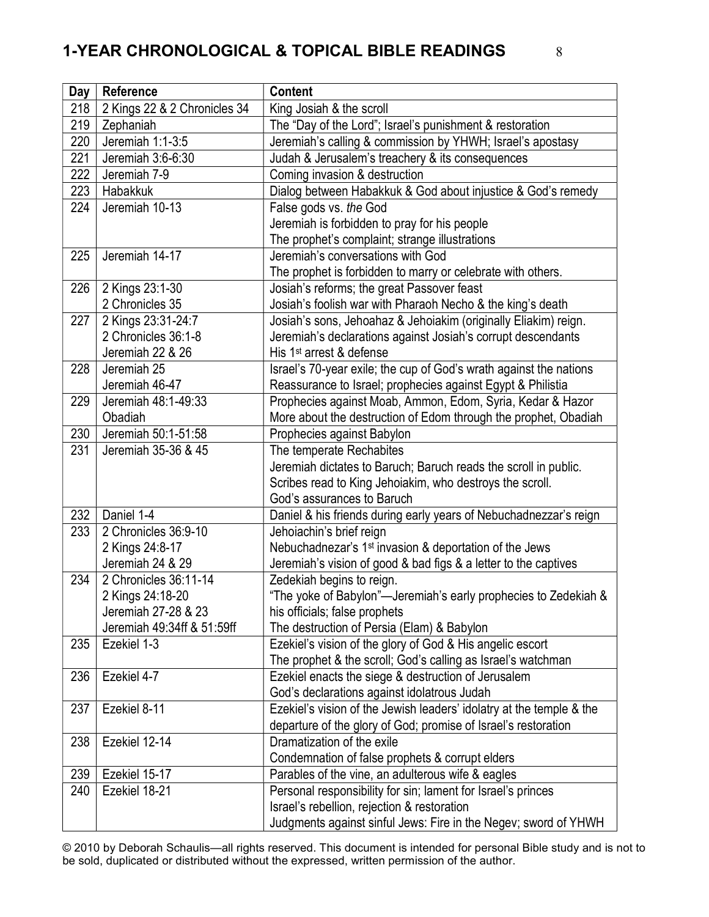## 1-YEAR CHRONOLOGICAL & TOPICAL BIBLE READINGS

| Day | Reference | Content |
|---|---|---|
| 218 | 2 Kings 22 & 2 Chronicles 34 | King Josiah & the scroll |
| 219 | Zephaniah | The "Day of the Lord"; Israel's punishment & restoration |
| 220 | Jeremiah 1:1-3:5 | Jeremiah's calling & commission by YHWH; Israel's apostasy |
| 221 | Jeremiah 3:6-6:30 | Judah & Jerusalem's treachery & its consequences |
| 222 | Jeremiah 7-9 | Coming invasion & destruction |
| 223 | Habakkuk | Dialog between Habakkuk & God about injustice & God's remedy |
| 224 | Jeremiah 10-13 | False gods vs. *the* God<br>Jeremiah is forbidden to pray for his people<br>The prophet's complaint; strange illustrations |
| 225 | Jeremiah 14-17 | Jeremiah's conversations with God<br>The prophet is forbidden to marry or celebrate with others. |
| 226 | 2 Kings 23:1-30<br>2 Chronicles 35 | Josiah's reforms; the great Passover feast<br>Josiah's foolish war with Pharaoh Necho & the king's death |
| 227 | 2 Kings 23:31-24:7<br>2 Chronicles 36:1-8<br>Jeremiah 22 & 26 | Josiah's sons, Jehoahaz & Jehoiakim (originally Eliakim) reign.<br>Jeremiah's declarations against Josiah's corrupt descendants<br>His 1st arrest & defense |
| 228 | Jeremiah 25<br>Jeremiah 46-47 | Israel's 70-year exile; the cup of God's wrath against the nations<br>Reassurance to Israel; prophecies against Egypt & Philistia |
| 229 | Jeremiah 48:1-49:33<br>Obadiah | Prophecies against Moab, Ammon, Edom, Syria, Kedar & Hazor<br>More about the destruction of Edom through the prophet, Obadiah |
| 230 | Jeremiah 50:1-51:58 | Prophecies against Babylon |
| 231 | Jeremiah 35-36 & 45 | The temperate Rechabites<br>Jeremiah dictates to Baruch; Baruch reads the scroll in public.<br>Scribes read to King Jehoiakim, who destroys the scroll.<br>God's assurances to Baruch |
| 232 | Daniel 1-4 | Daniel & his friends during early years of Nebuchadnezzar's reign |
| 233 | 2 Chronicles 36:9-10<br>2 Kings 24:8-17<br>Jeremiah 24 & 29 | Jehoiachin's brief reign<br>Nebuchadnezar's 1st invasion & deportation of the Jews<br>Jeremiah's vision of good & bad figs & a letter to the captives |
| 234 | 2 Chronicles 36:11-14<br>2 Kings 24:18-20<br>Jeremiah 27-28 & 23<br>Jeremiah 49:34ff & 51:59ff | Zedekiah begins to reign.<br>"The yoke of Babylon"—Jeremiah's early prophecies to Zedekiah & his officials; false prophets<br>The destruction of Persia (Elam) & Babylon |
| 235 | Ezekiel 1-3 | Ezekiel's vision of the glory of God & His angelic escort<br>The prophet & the scroll; God's calling as Israel's watchman |
| 236 | Ezekiel 4-7 | Ezekiel enacts the siege & destruction of Jerusalem<br>God's declarations against idolatrous Judah |
| 237 | Ezekiel 8-11 | Ezekiel's vision of the Jewish leaders' idolatry at the temple & the departure of the glory of God; promise of Israel's restoration |
| 238 | Ezekiel 12-14 | Dramatization of the exile<br>Condemnation of false prophets & corrupt elders |
| 239 | Ezekiel 15-17 | Parables of the vine, an adulterous wife & eagles |
| 240 | Ezekiel 18-21 | Personal responsibility for sin; lament for Israel's princes<br>Israel's rebellion, rejection & restoration<br>Judgments against sinful Jews: Fire in the Negev; sword of YHWH |

© 2010 by Deborah Schaulis—all rights reserved. This document is intended for personal Bible study and is not to be sold, duplicated or distributed without the expressed, written permission of the author.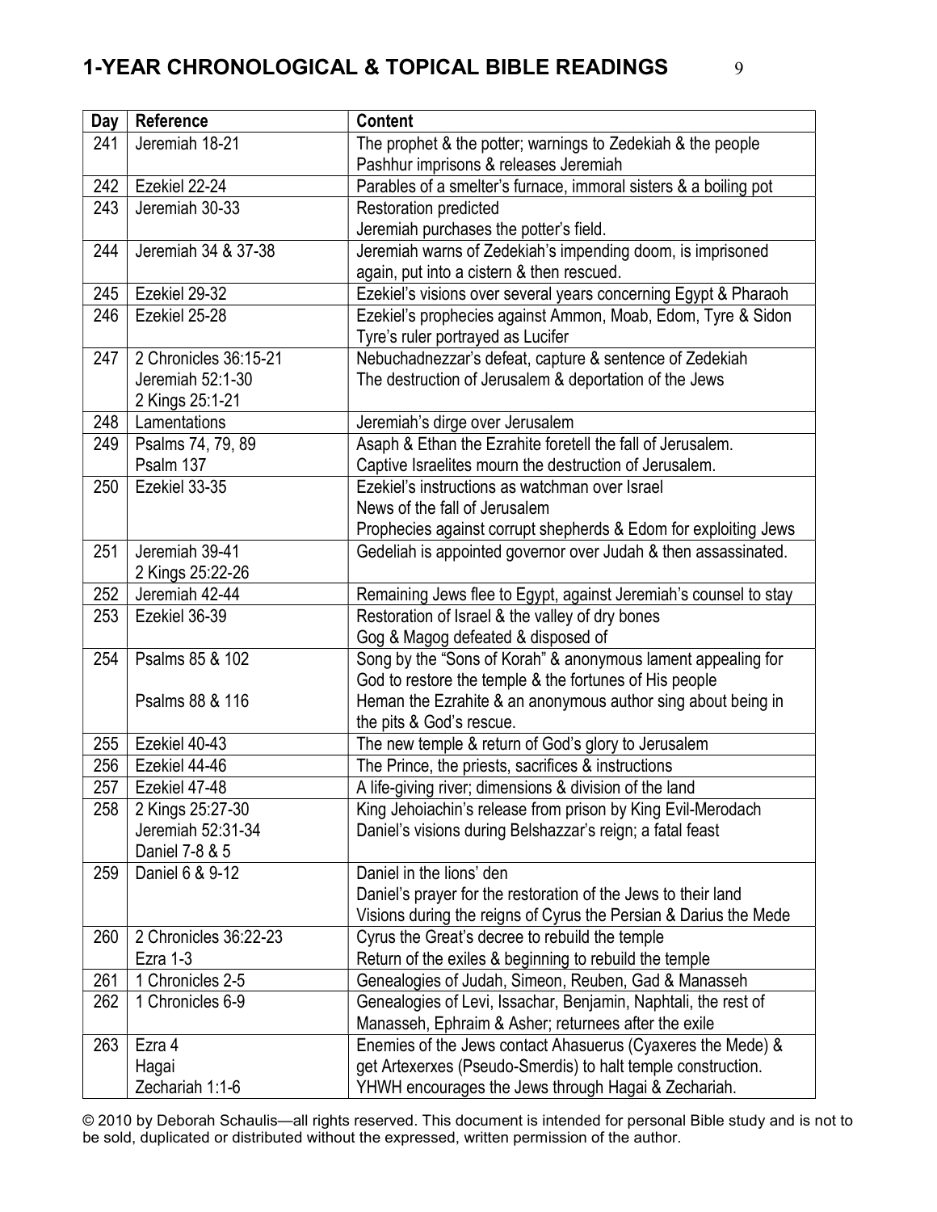# 1-YEAR CHRONOLOGICAL & TOPICAL BIBLE READINGS

| Day | Reference | Content |
|---|---|---|
| 241 | Jeremiah 18-21 | The prophet & the potter; warnings to Zedekiah & the people<br>Pashhur imprisons & releases Jeremiah |
| 242 | Ezekiel 22-24 | Parables of a smelter's furnace, immoral sisters & a boiling pot |
| 243 | Jeremiah 30-33 | Restoration predicted<br>Jeremiah purchases the potter's field. |
| 244 | Jeremiah 34 & 37-38 | Jeremiah warns of Zedekiah's impending doom, is imprisoned again, put into a cistern & then rescued. |
| 245 | Ezekiel 29-32 | Ezekiel's visions over several years concerning Egypt & Pharaoh |
| 246 | Ezekiel 25-28 | Ezekiel's prophecies against Ammon, Moab, Edom, Tyre & Sidon<br>Tyre's ruler portrayed as Lucifer |
| 247 | 2 Chronicles 36:15-21<br>Jeremiah 52:1-30<br>2 Kings 25:1-21 | Nebuchadnezzar's defeat, capture & sentence of Zedekiah<br>The destruction of Jerusalem & deportation of the Jews |
| 248 | Lamentations | Jeremiah's dirge over Jerusalem |
| 249 | Psalms 74, 79, 89<br>Psalm 137 | Asaph & Ethan the Ezrahite foretell the fall of Jerusalem.<br>Captive Israelites mourn the destruction of Jerusalem. |
| 250 | Ezekiel 33-35 | Ezekiel's instructions as watchman over Israel<br>News of the fall of Jerusalem<br>Prophecies against corrupt shepherds & Edom for exploiting Jews |
| 251 | Jeremiah 39-41<br>2 Kings 25:22-26 | Gedeliah is appointed governor over Judah & then assassinated. |
| 252 | Jeremiah 42-44 | Remaining Jews flee to Egypt, against Jeremiah's counsel to stay |
| 253 | Ezekiel 36-39 | Restoration of Israel & the valley of dry bones<br>Gog & Magog defeated & disposed of |
| 254 | Psalms 85 & 102<br><br>Psalms 88 & 116 | Song by the "Sons of Korah" & anonymous lament appealing for God to restore the temple & the fortunes of His people<br>Heman the Ezrahite & an anonymous author sing about being in the pits & God's rescue. |
| 255 | Ezekiel 40-43 | The new temple & return of God's glory to Jerusalem |
| 256 | Ezekiel 44-46 | The Prince, the priests, sacrifices & instructions |
| 257 | Ezekiel 47-48 | A life-giving river; dimensions & division of the land |
| 258 | 2 Kings 25:27-30<br>Jeremiah 52:31-34<br>Daniel 7-8 & 5 | King Jehoiachin's release from prison by King Evil-Merodach<br>Daniel's visions during Belshazzar's reign; a fatal feast |
| 259 | Daniel 6 & 9-12 | Daniel in the lions' den<br>Daniel's prayer for the restoration of the Jews to their land<br>Visions during the reigns of Cyrus the Persian & Darius the Mede |
| 260 | 2 Chronicles 36:22-23<br>Ezra 1-3 | Cyrus the Great's decree to rebuild the temple<br>Return of the exiles & beginning to rebuild the temple |
| 261 | 1 Chronicles 2-5 | Genealogies of Judah, Simeon, Reuben, Gad & Manasseh |
| 262 | 1 Chronicles 6-9 | Genealogies of Levi, Issachar, Benjamin, Naphtali, the rest of Manasseh, Ephraim & Asher; returnees after the exile |
| 263 | Ezra 4<br>Hagai<br>Zechariah 1:1-6 | Enemies of the Jews contact Ahasuerus (Cyaxeres the Mede) & get Artexerxes (Pseudo-Smerdis) to halt temple construction.<br>YHWH encourages the Jews through Hagai & Zechariah. |

© 2010 by Deborah Schaulis—all rights reserved. This document is intended for personal Bible study and is not to be sold, duplicated or distributed without the expressed, written permission of the author.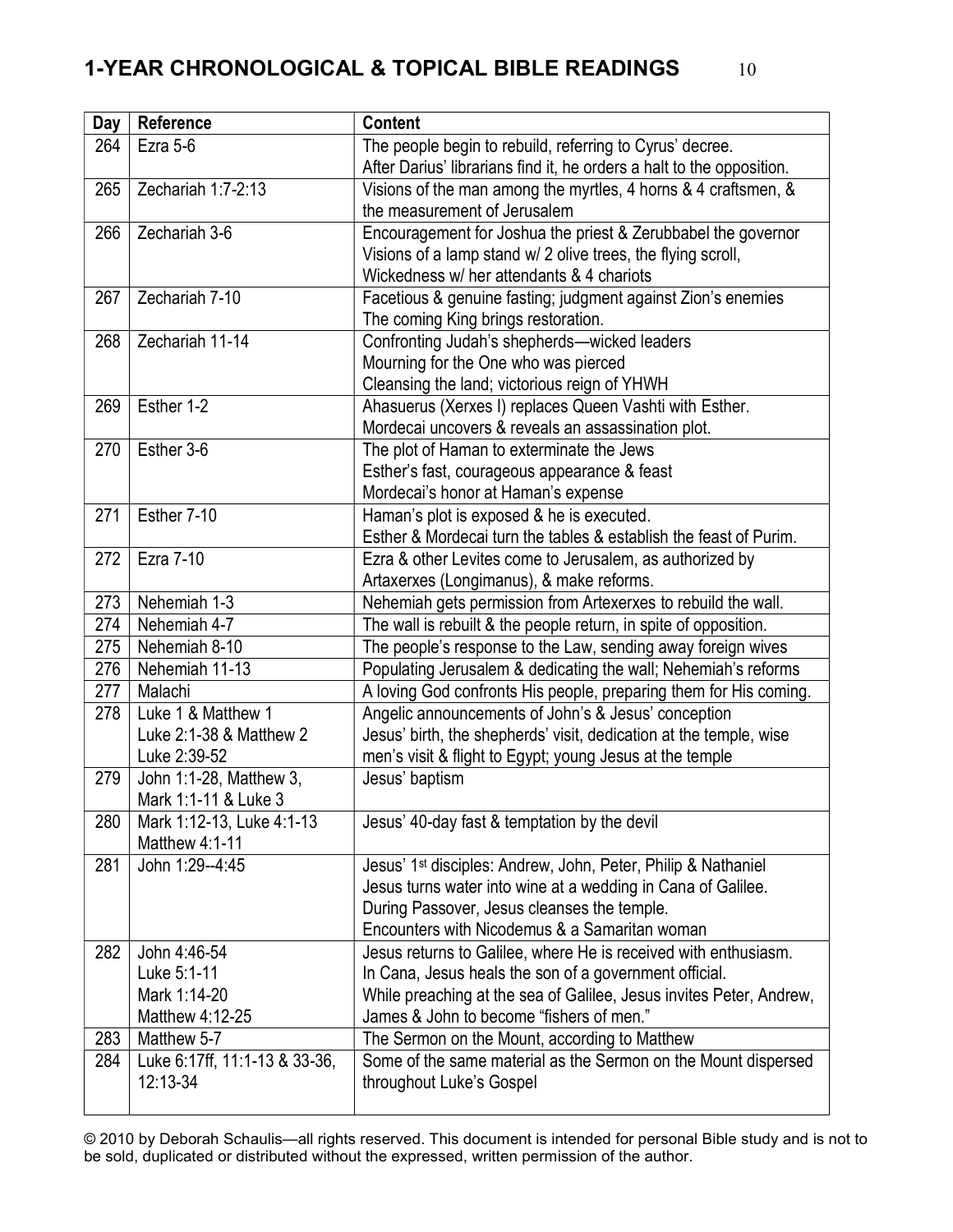# 1-YEAR CHRONOLOGICAL & TOPICAL BIBLE READINGS

| Day | Reference | Content |
|---|---|---|
| 264 | Ezra 5-6 | The people begin to rebuild, referring to Cyrus' decree.<br>After Darius' librarians find it, he orders a halt to the opposition. |
| 265 | Zechariah 1:7-2:13 | Visions of the man among the myrtles, 4 horns & 4 craftsmen, & the measurement of Jerusalem |
| 266 | Zechariah 3-6 | Encouragement for Joshua the priest & Zerubbabel the governor<br>Visions of a lamp stand w/ 2 olive trees, the flying scroll, Wickedness w/ her attendants & 4 chariots |
| 267 | Zechariah 7-10 | Facetious & genuine fasting; judgment against Zion's enemies<br>The coming King brings restoration. |
| 268 | Zechariah 11-14 | Confronting Judah's shepherds—wicked leaders<br>Mourning for the One who was pierced<br>Cleansing the land; victorious reign of YHWH |
| 269 | Esther 1-2 | Ahasuerus (Xerxes I) replaces Queen Vashti with Esther.<br>Mordecai uncovers & reveals an assassination plot. |
| 270 | Esther 3-6 | The plot of Haman to exterminate the Jews<br>Esther's fast, courageous appearance & feast<br>Mordecai's honor at Haman's expense |
| 271 | Esther 7-10 | Haman's plot is exposed & he is executed.<br>Esther & Mordecai turn the tables & establish the feast of Purim. |
| 272 | Ezra 7-10 | Ezra & other Levites come to Jerusalem, as authorized by Artaxerxes (Longimanus), & make reforms. |
| 273 | Nehemiah 1-3 | Nehemiah gets permission from Artexerxes to rebuild the wall. |
| 274 | Nehemiah 4-7 | The wall is rebuilt & the people return, in spite of opposition. |
| 275 | Nehemiah 8-10 | The people's response to the Law, sending away foreign wives |
| 276 | Nehemiah 11-13 | Populating Jerusalem & dedicating the wall; Nehemiah's reforms |
| 277 | Malachi | A loving God confronts His people, preparing them for His coming. |
| 278 | Luke 1 & Matthew 1<br>Luke 2:1-38 & Matthew 2<br>Luke 2:39-52 | Angelic announcements of John's & Jesus' conception<br>Jesus' birth, the shepherds' visit, dedication at the temple, wise men's visit & flight to Egypt; young Jesus at the temple |
| 279 | John 1:1-28, Matthew 3, Mark 1:1-11 & Luke 3 | Jesus' baptism |
| 280 | Mark 1:12-13, Luke 4:1-13 Matthew 4:1-11 | Jesus' 40-day fast & temptation by the devil |
| 281 | John 1:29--4:45 | Jesus' 1st disciples: Andrew, John, Peter, Philip & Nathaniel<br>Jesus turns water into wine at a wedding in Cana of Galilee.<br>During Passover, Jesus cleanses the temple.<br>Encounters with Nicodemus & a Samaritan woman |
| 282 | John 4:46-54<br>Luke 5:1-11<br>Mark 1:14-20<br>Matthew 4:12-25 | Jesus returns to Galilee, where He is received with enthusiasm.<br>In Cana, Jesus heals the son of a government official.<br>While preaching at the sea of Galilee, Jesus invites Peter, Andrew, James & John to become "fishers of men." |
| 283 | Matthew 5-7 | The Sermon on the Mount, according to Matthew |
| 284 | Luke 6:17ff, 11:1-13 & 33-36, 12:13-34 | Some of the same material as the Sermon on the Mount dispersed throughout Luke's Gospel |

© 2010 by Deborah Schaulis—all rights reserved. This document is intended for personal Bible study and is not to be sold, duplicated or distributed without the expressed, written permission of the author.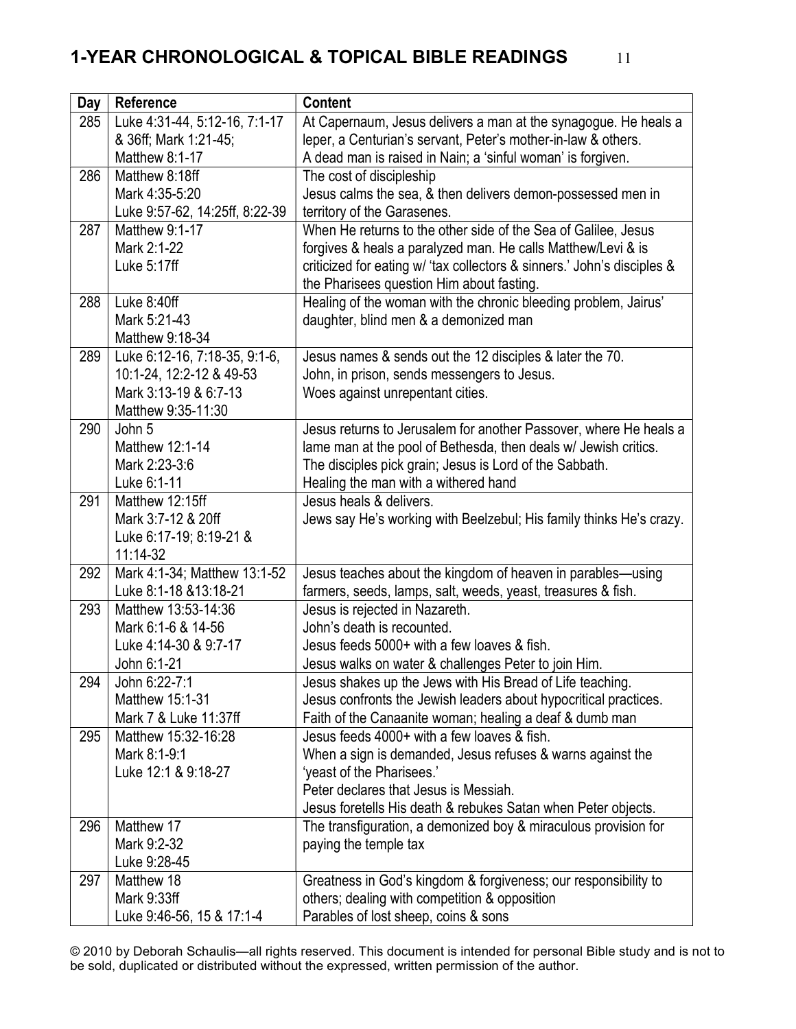# 1-YEAR CHRONOLOGICAL & TOPICAL BIBLE READINGS

| Day | Reference | Content |
|---|---|---|
| 285 | Luke 4:31-44, 5:12-16, 7:1-17 & 36ff; Mark 1:21-45; Matthew 8:1-17 | At Capernaum, Jesus delivers a man at the synagogue. He heals a leper, a Centurian's servant, Peter's mother-in-law & others. A dead man is raised in Nain; a 'sinful woman' is forgiven. |
| 286 | Matthew 8:18ff Mark 4:35-5:20 Luke 9:57-62, 14:25ff, 8:22-39 | The cost of discipleship Jesus calms the sea, & then delivers demon-possessed men in territory of the Garasenes. |
| 287 | Matthew 9:1-17 Mark 2:1-22 Luke 5:17ff | When He returns to the other side of the Sea of Galilee, Jesus forgives & heals a paralyzed man. He calls Matthew/Levi & is criticized for eating w/ 'tax collectors & sinners.' John's disciples & the Pharisees question Him about fasting. |
| 288 | Luke 8:40ff Mark 5:21-43 Matthew 9:18-34 | Healing of the woman with the chronic bleeding problem, Jairus' daughter, blind men & a demonized man |
| 289 | Luke 6:12-16, 7:18-35, 9:1-6, 10:1-24, 12:2-12 & 49-53 Mark 3:13-19 & 6:7-13 Matthew 9:35-11:30 | Jesus names & sends out the 12 disciples & later the 70. John, in prison, sends messengers to Jesus. Woes against unrepentant cities. |
| 290 | John 5 Matthew 12:1-14 Mark 2:23-3:6 Luke 6:1-11 | Jesus returns to Jerusalem for another Passover, where He heals a lame man at the pool of Bethesda, then deals w/ Jewish critics. The disciples pick grain; Jesus is Lord of the Sabbath. Healing the man with a withered hand |
| 291 | Matthew 12:15ff Mark 3:7-12 & 20ff Luke 6:17-19; 8:19-21 & 11:14-32 | Jesus heals & delivers. Jews say He's working with Beelzebul; His family thinks He's crazy. |
| 292 | Mark 4:1-34; Matthew 13:1-52 Luke 8:1-18 &13:18-21 | Jesus teaches about the kingdom of heaven in parables—using farmers, seeds, lamps, salt, weeds, yeast, treasures & fish. |
| 293 | Matthew 13:53-14:36 Mark 6:1-6 & 14-56 Luke 4:14-30 & 9:7-17 John 6:1-21 | Jesus is rejected in Nazareth. John's death is recounted. Jesus feeds 5000+ with a few loaves & fish. Jesus walks on water & challenges Peter to join Him. |
| 294 | John 6:22-7:1 Matthew 15:1-31 Mark 7 & Luke 11:37ff | Jesus shakes up the Jews with His Bread of Life teaching. Jesus confronts the Jewish leaders about hypocritical practices. Faith of the Canaanite woman; healing a deaf & dumb man |
| 295 | Matthew 15:32-16:28 Mark 8:1-9:1 Luke 12:1 & 9:18-27 | Jesus feeds 4000+ with a few loaves & fish. When a sign is demanded, Jesus refuses & warns against the 'yeast of the Pharisees.' Peter declares that Jesus is Messiah. Jesus foretells His death & rebukes Satan when Peter objects. |
| 296 | Matthew 17 Mark 9:2-32 Luke 9:28-45 | The transfiguration, a demonized boy & miraculous provision for paying the temple tax |
| 297 | Matthew 18 Mark 9:33ff Luke 9:46-56, 15 & 17:1-4 | Greatness in God's kingdom & forgiveness; our responsibility to others; dealing with competition & opposition Parables of lost sheep, coins & sons |

© 2010 by Deborah Schaulis—all rights reserved. This document is intended for personal Bible study and is not to be sold, duplicated or distributed without the expressed, written permission of the author.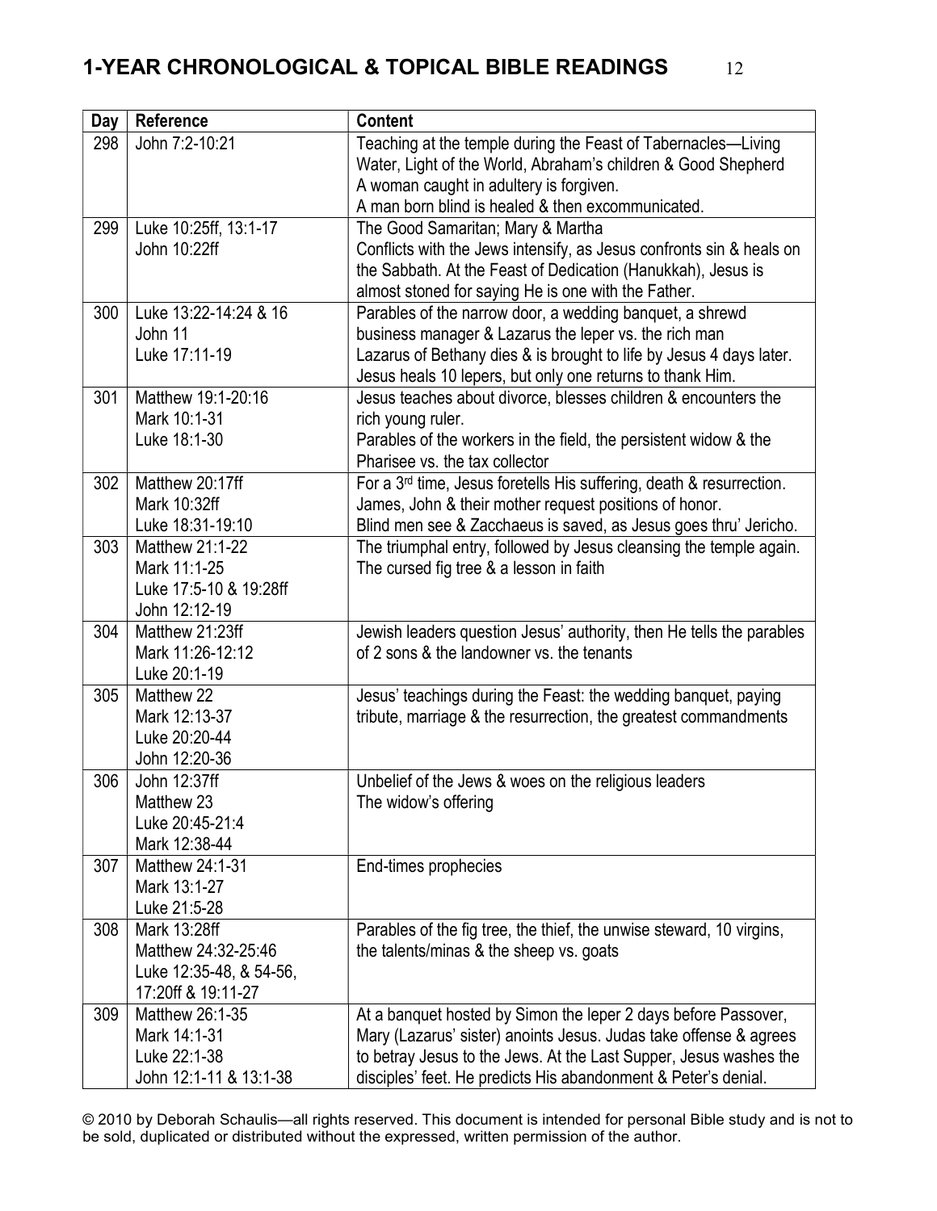# 1-YEAR CHRONOLOGICAL & TOPICAL BIBLE READINGS

| Day | Reference | Content |
|---|---|---|
| 298 | John 7:2-10:21 | Teaching at the temple during the Feast of Tabernacles—Living Water, Light of the World, Abraham's children & Good Shepherd<br>A woman caught in adultery is forgiven.<br>A man born blind is healed & then excommunicated. |
| 299 | Luke 10:25ff, 13:1-17<br>John 10:22ff | The Good Samaritan; Mary & Martha<br>Conflicts with the Jews intensify, as Jesus confronts sin & heals on the Sabbath. At the Feast of Dedication (Hanukkah), Jesus is almost stoned for saying He is one with the Father. |
| 300 | Luke 13:22-14:24 & 16<br>John 11<br>Luke 17:11-19 | Parables of the narrow door, a wedding banquet, a shrewd business manager & Lazarus the leper vs. the rich man<br>Lazarus of Bethany dies & is brought to life by Jesus 4 days later.<br>Jesus heals 10 lepers, but only one returns to thank Him. |
| 301 | Matthew 19:1-20:16<br>Mark 10:1-31<br>Luke 18:1-30 | Jesus teaches about divorce, blesses children & encounters the rich young ruler.<br>Parables of the workers in the field, the persistent widow & the Pharisee vs. the tax collector |
| 302 | Matthew 20:17ff<br>Mark 10:32ff<br>Luke 18:31-19:10 | For a 3rd time, Jesus foretells His suffering, death & resurrection.<br>James, John & their mother request positions of honor.<br>Blind men see & Zacchaeus is saved, as Jesus goes thru' Jericho. |
| 303 | Matthew 21:1-22<br>Mark 11:1-25<br>Luke 17:5-10 & 19:28ff<br>John 12:12-19 | The triumphal entry, followed by Jesus cleansing the temple again.<br>The cursed fig tree & a lesson in faith |
| 304 | Matthew 21:23ff<br>Mark 11:26-12:12<br>Luke 20:1-19 | Jewish leaders question Jesus' authority, then He tells the parables of 2 sons & the landowner vs. the tenants |
| 305 | Matthew 22<br>Mark 12:13-37<br>Luke 20:20-44<br>John 12:20-36 | Jesus' teachings during the Feast: the wedding banquet, paying tribute, marriage & the resurrection, the greatest commandments |
| 306 | John 12:37ff<br>Matthew 23<br>Luke 20:45-21:4<br>Mark 12:38-44 | Unbelief of the Jews & woes on the religious leaders<br>The widow's offering |
| 307 | Matthew 24:1-31<br>Mark 13:1-27<br>Luke 21:5-28 | End-times prophecies |
| 308 | Mark 13:28ff<br>Matthew 24:32-25:46<br>Luke 12:35-48, & 54-56, 17:20ff & 19:11-27 | Parables of the fig tree, the thief, the unwise steward, 10 virgins, the talents/minas & the sheep vs. goats |
| 309 | Matthew 26:1-35<br>Mark 14:1-31<br>Luke 22:1-38<br>John 12:1-11 & 13:1-38 | At a banquet hosted by Simon the leper 2 days before Passover, Mary (Lazarus' sister) anoints Jesus. Judas take offense & agrees to betray Jesus to the Jews. At the Last Supper, Jesus washes the disciples' feet. He predicts His abandonment & Peter's denial. |

© 2010 by Deborah Schaulis—all rights reserved. This document is intended for personal Bible study and is not to be sold, duplicated or distributed without the expressed, written permission of the author.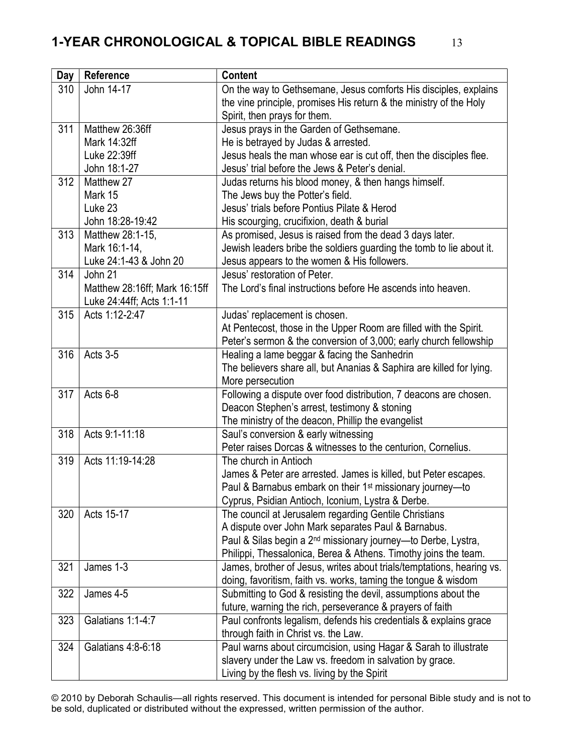## 1-YEAR CHRONOLOGICAL & TOPICAL BIBLE READINGS

| Day | Reference | Content |
|---|---|---|
| 310 | John 14-17 | On the way to Gethsemane, Jesus comforts His disciples, explains the vine principle, promises His return & the ministry of the Holy Spirit, then prays for them. |
| 311 | Matthew 26:36ff<br>Mark 14:32ff<br>Luke 22:39ff<br>John 18:1-27 | Jesus prays in the Garden of Gethsemane.<br>He is betrayed by Judas & arrested.<br>Jesus heals the man whose ear is cut off, then the disciples flee.<br>Jesus' trial before the Jews & Peter's denial. |
| 312 | Matthew 27<br>Mark 15<br>Luke 23<br>John 18:28-19:42 | Judas returns his blood money, & then hangs himself.<br>The Jews buy the Potter's field.<br>Jesus' trials before Pontius Pilate & Herod<br>His scourging, crucifixion, death & burial |
| 313 | Matthew 28:1-15,<br>Mark 16:1-14,<br>Luke 24:1-43 & John 20 | As promised, Jesus is raised from the dead 3 days later.<br>Jewish leaders bribe the soldiers guarding the tomb to lie about it.<br>Jesus appears to the women & His followers. |
| 314 | John 21<br>Matthew 28:16ff; Mark 16:15ff<br>Luke 24:44ff; Acts 1:1-11 | Jesus' restoration of Peter.<br>The Lord's final instructions before He ascends into heaven. |
| 315 | Acts 1:12-2:47 | Judas' replacement is chosen.<br>At Pentecost, those in the Upper Room are filled with the Spirit.<br>Peter's sermon & the conversion of 3,000; early church fellowship |
| 316 | Acts 3-5 | Healing a lame beggar & facing the Sanhedrin<br>The believers share all, but Ananias & Saphira are killed for lying.<br>More persecution |
| 317 | Acts 6-8 | Following a dispute over food distribution, 7 deacons are chosen.<br>Deacon Stephen's arrest, testimony & stoning<br>The ministry of the deacon, Phillip the evangelist |
| 318 | Acts 9:1-11:18 | Saul's conversion & early witnessing<br>Peter raises Dorcas & witnesses to the centurion, Cornelius. |
| 319 | Acts 11:19-14:28 | The church in Antioch<br>James & Peter are arrested. James is killed, but Peter escapes.<br>Paul & Barnabus embark on their 1st missionary journey—to Cyprus, Psidian Antioch, Iconium, Lystra & Derbe. |
| 320 | Acts 15-17 | The council at Jerusalem regarding Gentile Christians<br>A dispute over John Mark separates Paul & Barnabus.<br>Paul & Silas begin a 2nd missionary journey—to Derbe, Lystra, Philippi, Thessalonica, Berea & Athens. Timothy joins the team. |
| 321 | James 1-3 | James, brother of Jesus, writes about trials/temptations, hearing vs. doing, favoritism, faith vs. works, taming the tongue & wisdom |
| 322 | James 4-5 | Submitting to God & resisting the devil, assumptions about the future, warning the rich, perseverance & prayers of faith |
| 323 | Galatians 1:1-4:7 | Paul confronts legalism, defends his credentials & explains grace through faith in Christ vs. the Law. |
| 324 | Galatians 4:8-6:18 | Paul warns about circumcision, using Hagar & Sarah to illustrate slavery under the Law vs. freedom in salvation by grace.<br>Living by the flesh vs. living by the Spirit |

© 2010 by Deborah Schaulis—all rights reserved. This document is intended for personal Bible study and is not to be sold, duplicated or distributed without the expressed, written permission of the author.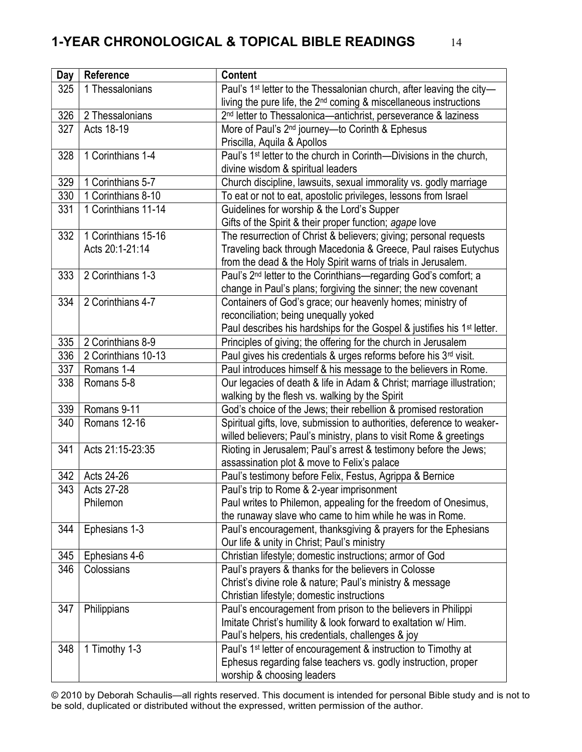# 1-YEAR CHRONOLOGICAL & TOPICAL BIBLE READINGS

| Day | Reference | Content |
|---|---|---|
| 325 | 1 Thessalonians | Paul's 1st letter to the Thessalonian church, after leaving the city—living the pure life, the 2nd coming & miscellaneous instructions |
| 326 | 2 Thessalonians | 2nd letter to Thessalonica—antichrist, perseverance & laziness |
| 327 | Acts 18-19 | More of Paul's 2nd journey—to Corinth & Ephesus<br>Priscilla, Aquila & Apollos |
| 328 | 1 Corinthians 1-4 | Paul's 1st letter to the church in Corinth—Divisions in the church, divine wisdom & spiritual leaders |
| 329 | 1 Corinthians 5-7 | Church discipline, lawsuits, sexual immorality vs. godly marriage |
| 330 | 1 Corinthians 8-10 | To eat or not to eat, apostolic privileges, lessons from Israel |
| 331 | 1 Corinthians 11-14 | Guidelines for worship & the Lord's Supper<br>Gifts of the Spirit & their proper function; *agape* love |
| 332 | 1 Corinthians 15-16<br>Acts 20:1-21:14 | The resurrection of Christ & believers; giving; personal requests<br>Traveling back through Macedonia & Greece, Paul raises Eutychus from the dead & the Holy Spirit warns of trials in Jerusalem. |
| 333 | 2 Corinthians 1-3 | Paul's 2nd letter to the Corinthians—regarding God's comfort; a change in Paul's plans; forgiving the sinner; the new covenant |
| 334 | 2 Corinthians 4-7 | Containers of God's grace; our heavenly homes; ministry of reconciliation; being unequally yoked<br>Paul describes his hardships for the Gospel & justifies his 1st letter. |
| 335 | 2 Corinthians 8-9 | Principles of giving; the offering for the church in Jerusalem |
| 336 | 2 Corinthians 10-13 | Paul gives his credentials & urges reforms before his 3rd visit. |
| 337 | Romans 1-4 | Paul introduces himself & his message to the believers in Rome. |
| 338 | Romans 5-8 | Our legacies of death & life in Adam & Christ; marriage illustration; walking by the flesh vs. walking by the Spirit |
| 339 | Romans 9-11 | God's choice of the Jews; their rebellion & promised restoration |
| 340 | Romans 12-16 | Spiritual gifts, love, submission to authorities, deference to weaker-willed believers; Paul's ministry, plans to visit Rome & greetings |
| 341 | Acts 21:15-23:35 | Rioting in Jerusalem; Paul's arrest & testimony before the Jews; assassination plot & move to Felix's palace |
| 342 | Acts 24-26 | Paul's testimony before Felix, Festus, Agrippa & Bernice |
| 343 | Acts 27-28<br>Philemon | Paul's trip to Rome & 2-year imprisonment<br>Paul writes to Philemon, appealing for the freedom of Onesimus, the runaway slave who came to him while he was in Rome. |
| 344 | Ephesians 1-3 | Paul's encouragement, thanksgiving & prayers for the Ephesians<br>Our life & unity in Christ; Paul's ministry |
| 345 | Ephesians 4-6 | Christian lifestyle; domestic instructions; armor of God |
| 346 | Colossians | Paul's prayers & thanks for the believers in Colosse<br>Christ's divine role & nature; Paul's ministry & message<br>Christian lifestyle; domestic instructions |
| 347 | Philippians | Paul's encouragement from prison to the believers in Philippi<br>Imitate Christ's humility & look forward to exaltation w/ Him.<br>Paul's helpers, his credentials, challenges & joy |
| 348 | 1 Timothy 1-3 | Paul's 1st letter of encouragement & instruction to Timothy at Ephesus regarding false teachers vs. godly instruction, proper worship & choosing leaders |

© 2010 by Deborah Schaulis—all rights reserved. This document is intended for personal Bible study and is not to be sold, duplicated or distributed without the expressed, written permission of the author.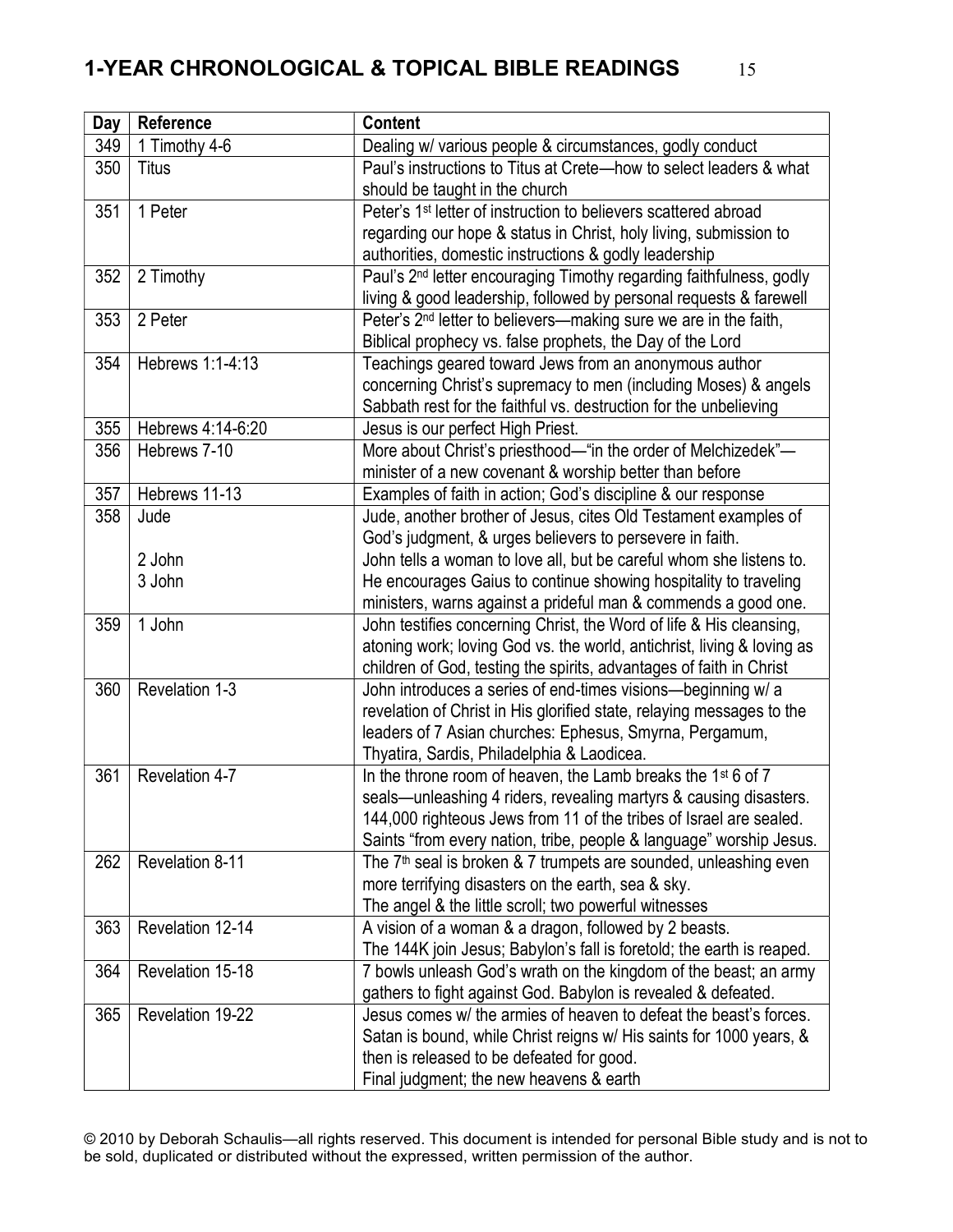# 1-YEAR CHRONOLOGICAL & TOPICAL BIBLE READINGS

| Day | Reference | Content |
|---|---|---|
| 349 | 1 Timothy 4-6 | Dealing w/ various people & circumstances, godly conduct |
| 350 | Titus | Paul's instructions to Titus at Crete—how to select leaders & what should be taught in the church |
| 351 | 1 Peter | Peter's 1st letter of instruction to believers scattered abroad regarding our hope & status in Christ, holy living, submission to authorities, domestic instructions & godly leadership |
| 352 | 2 Timothy | Paul's 2nd letter encouraging Timothy regarding faithfulness, godly living & good leadership, followed by personal requests & farewell |
| 353 | 2 Peter | Peter's 2nd letter to believers—making sure we are in the faith, Biblical prophecy vs. false prophets, the Day of the Lord |
| 354 | Hebrews 1:1-4:13 | Teachings geared toward Jews from an anonymous author concerning Christ's supremacy to men (including Moses) & angels Sabbath rest for the faithful vs. destruction for the unbelieving |
| 355 | Hebrews 4:14-6:20 | Jesus is our perfect High Priest. |
| 356 | Hebrews 7-10 | More about Christ's priesthood—"in the order of Melchizedek"—minister of a new covenant & worship better than before |
| 357 | Hebrews 11-13 | Examples of faith in action; God's discipline & our response |
| 358 | Jude<br><br>2 John<br>3 John | Jude, another brother of Jesus, cites Old Testament examples of God's judgment, & urges believers to persevere in faith.<br>John tells a woman to love all, but be careful whom she listens to.<br>He encourages Gaius to continue showing hospitality to traveling ministers, warns against a prideful man & commends a good one. |
| 359 | 1 John | John testifies concerning Christ, the Word of life & His cleansing, atoning work; loving God vs. the world, antichrist, living & loving as children of God, testing the spirits, advantages of faith in Christ |
| 360 | Revelation 1-3 | John introduces a series of end-times visions—beginning w/ a revelation of Christ in His glorified state, relaying messages to the leaders of 7 Asian churches: Ephesus, Smyrna, Pergamum, Thyatira, Sardis, Philadelphia & Laodicea. |
| 361 | Revelation 4-7 | In the throne room of heaven, the Lamb breaks the 1st 6 of 7 seals—unleashing 4 riders, revealing martyrs & causing disasters. 144,000 righteous Jews from 11 of the tribes of Israel are sealed. Saints "from every nation, tribe, people & language" worship Jesus. |
| 262 | Revelation 8-11 | The 7th seal is broken & 7 trumpets are sounded, unleashing even more terrifying disasters on the earth, sea & sky.<br>The angel & the little scroll; two powerful witnesses |
| 363 | Revelation 12-14 | A vision of a woman & a dragon, followed by 2 beasts.<br>The 144K join Jesus; Babylon's fall is foretold; the earth is reaped. |
| 364 | Revelation 15-18 | 7 bowls unleash God's wrath on the kingdom of the beast; an army gathers to fight against God. Babylon is revealed & defeated. |
| 365 | Revelation 19-22 | Jesus comes w/ the armies of heaven to defeat the beast's forces. Satan is bound, while Christ reigns w/ His saints for 1000 years, & then is released to be defeated for good.<br>Final judgment; the new heavens & earth |

© 2010 by Deborah Schaulis—all rights reserved. This document is intended for personal Bible study and is not to be sold, duplicated or distributed without the expressed, written permission of the author.